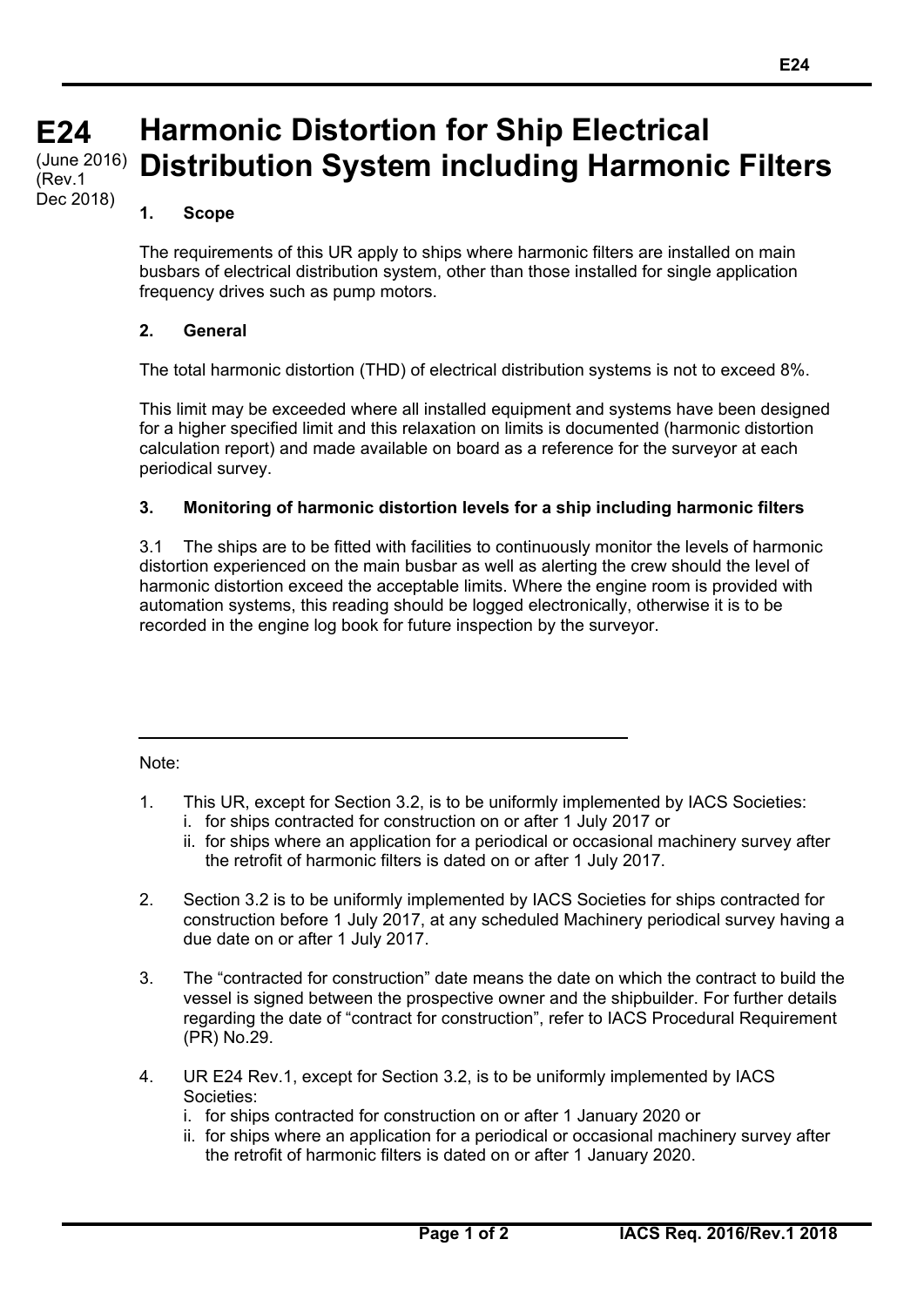# E24 Harmonic Distortion for Ship Electrical Distribution System including Harmonic Filters

(June 2016)
(Rev.1
Dec 2018)

### 1. Scope

The requirements of this UR apply to ships where harmonic filters are installed on main busbars of electrical distribution system, other than those installed for single application frequency drives such as pump motors.

### 2. General

The total harmonic distortion (THD) of electrical distribution systems is not to exceed 8%.

This limit may be exceeded where all installed equipment and systems have been designed for a higher specified limit and this relaxation on limits is documented (harmonic distortion calculation report) and made available on board as a reference for the surveyor at each periodical survey.

### 3. Monitoring of harmonic distortion levels for a ship including harmonic filters

3.1 The ships are to be fitted with facilities to continuously monitor the levels of harmonic distortion experienced on the main busbar as well as alerting the crew should the level of harmonic distortion exceed the acceptable limits. Where the engine room is provided with automation systems, this reading should be logged electronically, otherwise it is to be recorded in the engine log book for future inspection by the surveyor.

---

Note:

1. This UR, except for Section 3.2, is to be uniformly implemented by IACS Societies:
   i. for ships contracted for construction on or after 1 July 2017 or
   ii. for ships where an application for a periodical or occasional machinery survey after the retrofit of harmonic filters is dated on or after 1 July 2017.

2. Section 3.2 is to be uniformly implemented by IACS Societies for ships contracted for construction before 1 July 2017, at any scheduled Machinery periodical survey having a due date on or after 1 July 2017.

3. The "contracted for construction" date means the date on which the contract to build the vessel is signed between the prospective owner and the shipbuilder. For further details regarding the date of "contract for construction", refer to IACS Procedural Requirement (PR) No.29.

4. UR E24 Rev.1, except for Section 3.2, is to be uniformly implemented by IACS Societies:
   i. for ships contracted for construction on or after 1 January 2020 or
   ii. for ships where an application for a periodical or occasional machinery survey after the retrofit of harmonic filters is dated on or after 1 January 2020.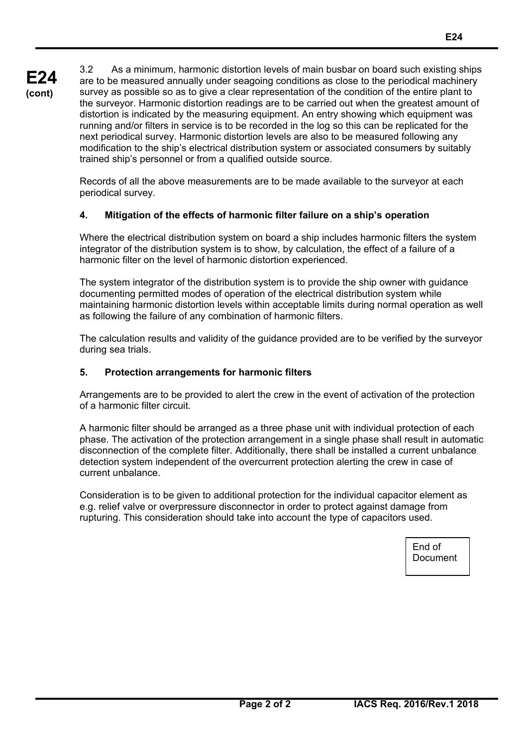3.2 As a minimum, harmonic distortion levels of main busbar on board such existing ships are to be measured annually under seagoing conditions as close to the periodical machinery survey as possible so as to give a clear representation of the condition of the entire plant to the surveyor. Harmonic distortion readings are to be carried out when the greatest amount of distortion is indicated by the measuring equipment. An entry showing which equipment was running and/or filters in service is to be recorded in the log so this can be replicated for the next periodical survey. Harmonic distortion levels are also to be measured following any modification to the ship's electrical distribution system or associated consumers by suitably trained ship's personnel or from a qualified outside source.

Records of all the above measurements are to be made available to the surveyor at each periodical survey.

### 4. Mitigation of the effects of harmonic filter failure on a ship's operation

Where the electrical distribution system on board a ship includes harmonic filters the system integrator of the distribution system is to show, by calculation, the effect of a failure of a harmonic filter on the level of harmonic distortion experienced.

The system integrator of the distribution system is to provide the ship owner with guidance documenting permitted modes of operation of the electrical distribution system while maintaining harmonic distortion levels within acceptable limits during normal operation as well as following the failure of any combination of harmonic filters.

The calculation results and validity of the guidance provided are to be verified by the surveyor during sea trials.

### 5. Protection arrangements for harmonic filters

Arrangements are to be provided to alert the crew in the event of activation of the protection of a harmonic filter circuit.

A harmonic filter should be arranged as a three phase unit with individual protection of each phase. The activation of the protection arrangement in a single phase shall result in automatic disconnection of the complete filter. Additionally, there shall be installed a current unbalance detection system independent of the overcurrent protection alerting the crew in case of current unbalance.

Consideration is to be given to additional protection for the individual capacitor element as e.g. relief valve or overpressure disconnector in order to protect against damage from rupturing. This consideration should take into account the type of capacitors used.

End of Document